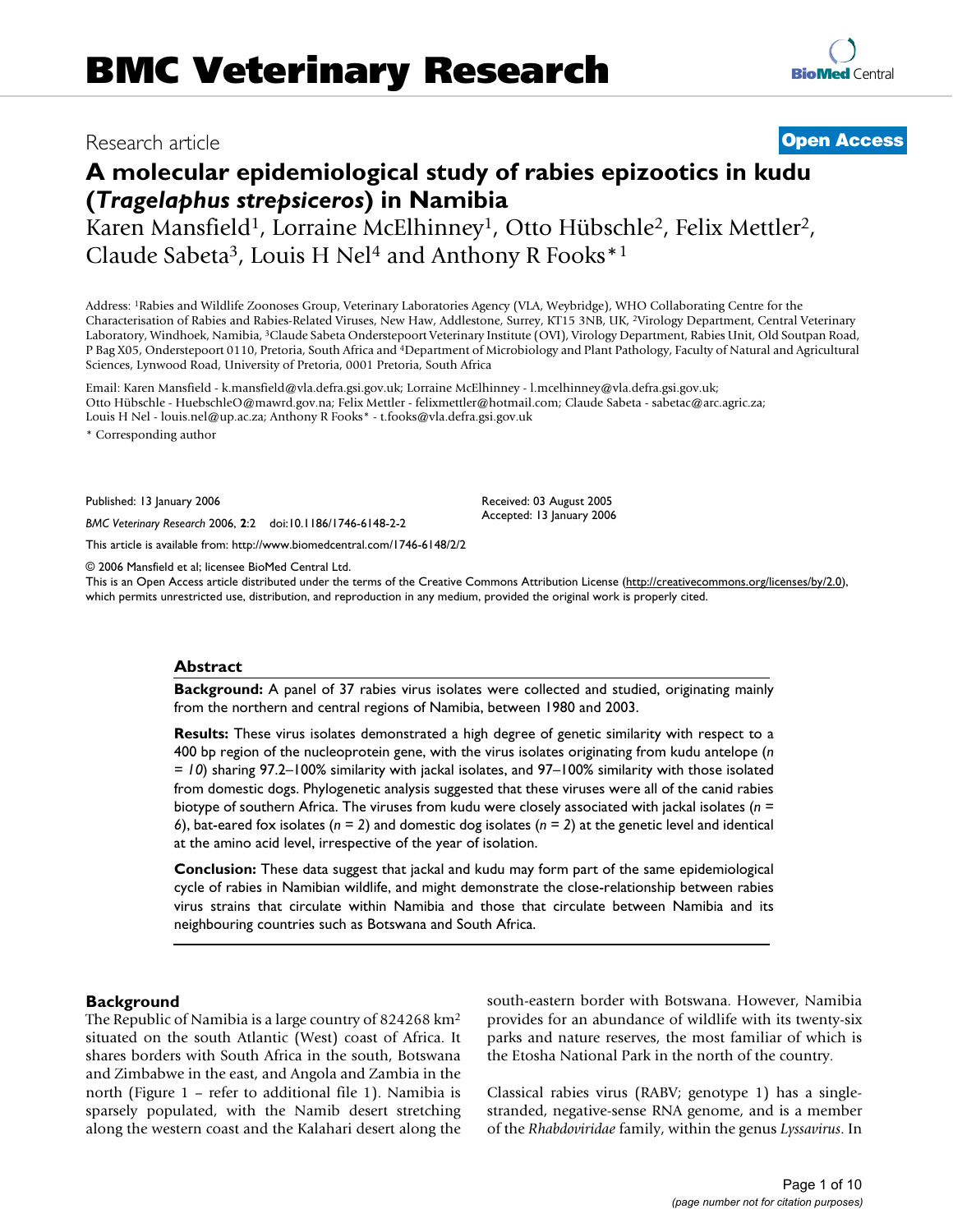# BMC Veterinary Research

Research article

**Open Access**

# A molecular epidemiological study of rabies epizootics in kudu (*Tragelaphus strepsiceros*) in Namibia

Karen Mansfield[1], Lorraine McElhinney[1], Otto Hübschle[2], Felix Mettler[2], Claude Sabeta[3], Louis H Nel[4] and Anthony R Fooks*[1]

Address: [1]Rabies and Wildlife Zoonoses Group, Veterinary Laboratories Agency (VLA, Weybridge), WHO Collaborating Centre for the Characterisation of Rabies and Rabies-Related Viruses, New Haw, Addlestone, Surrey, KT15 3NB, UK, [2]Virology Department, Central Veterinary Laboratory, Windhoek, Namibia, [3]Claude Sabeta Onderstepoort Veterinary Institute (OVI), Virology Department, Rabies Unit, Old Soutpan Road, P Bag X05, Onderstepoort 0110, Pretoria, South Africa and [4]Department of Microbiology and Plant Pathology, Faculty of Natural and Agricultural Sciences, Lynwood Road, University of Pretoria, 0001 Pretoria, South Africa

Email: Karen Mansfield - k.mansfield@vla.defra.gsi.gov.uk; Lorraine McElhinney - l.mcelhinney@vla.defra.gsi.gov.uk; Otto Hübschle - HuebschleO@mawrd.gov.na; Felix Mettler - felixmettler@hotmail.com; Claude Sabeta - sabetac@arc.agric.za; Louis H Nel - louis.nel@up.ac.za; Anthony R Fooks* - t.fooks@vla.defra.gsi.gov.uk

\* Corresponding author

Published: 13 January 2006

*BMC Veterinary Research* 2006, **2**:2 doi:10.1186/1746-6148-2-2

Received: 03 August 2005
Accepted: 13 January 2006

This article is available from: http://www.biomedcentral.com/1746-6148/2/2

© 2006 Mansfield et al; licensee BioMed Central Ltd.
This is an Open Access article distributed under the terms of the Creative Commons Attribution License (http://creativecommons.org/licenses/by/2.0), which permits unrestricted use, distribution, and reproduction in any medium, provided the original work is properly cited.

## Abstract

**Background:** A panel of 37 rabies virus isolates were collected and studied, originating mainly from the northern and central regions of Namibia, between 1980 and 2003.

**Results:** These virus isolates demonstrated a high degree of genetic similarity with respect to a 400 bp region of the nucleoprotein gene, with the virus isolates originating from kudu antelope ($n = 10$) sharing 97.2–100% similarity with jackal isolates, and 97–100% similarity with those isolated from domestic dogs. Phylogenetic analysis suggested that these viruses were all of the canid rabies biotype of southern Africa. The viruses from kudu were closely associated with jackal isolates ($n = 6$), bat-eared fox isolates ($n = 2$) and domestic dog isolates ($n = 2$) at the genetic level and identical at the amino acid level, irrespective of the year of isolation.

**Conclusion:** These data suggest that jackal and kudu may form part of the same epidemiological cycle of rabies in Namibian wildlife, and might demonstrate the close-relationship between rabies virus strains that circulate within Namibia and those that circulate between Namibia and its neighbouring countries such as Botswana and South Africa.

## Background

The Republic of Namibia is a large country of 824268 km² situated on the south Atlantic (West) coast of Africa. It shares borders with South Africa in the south, Botswana and Zimbabwe in the east, and Angola and Zambia in the north (Figure 1 – refer to additional file 1). Namibia is sparsely populated, with the Namib desert stretching along the western coast and the Kalahari desert along the south-eastern border with Botswana. However, Namibia provides for an abundance of wildlife with its twenty-six parks and nature reserves, the most familiar of which is the Etosha National Park in the north of the country.

Classical rabies virus (RABV; genotype 1) has a single-stranded, negative-sense RNA genome, and is a member of the *Rhabdoviridae* family, within the genus *Lyssavirus*. In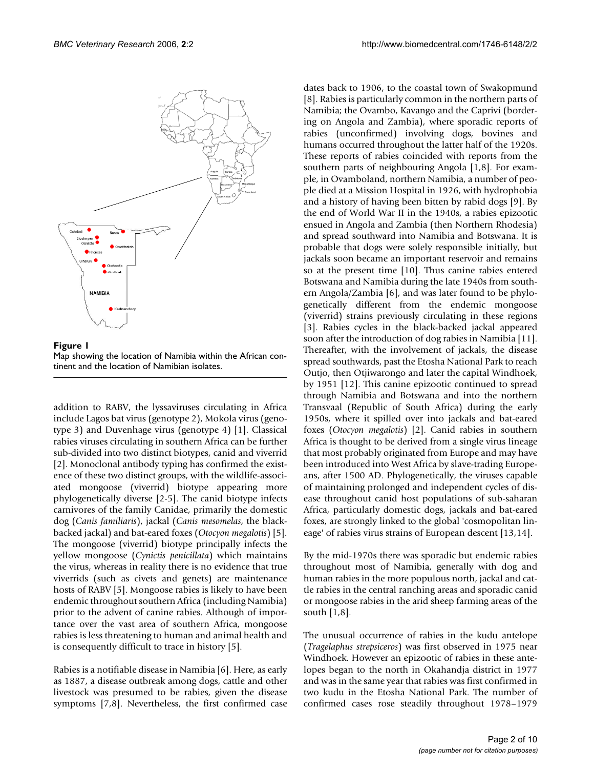**Figure 1**
Map showing the location of Namibia within the African continent and the location of Namibian isolates.

addition to RABV, the lyssaviruses circulating in Africa include Lagos bat virus (genotype 2), Mokola virus (genotype 3) and Duvenhage virus (genotype 4) [1]. Classical rabies viruses circulating in southern Africa can be further sub-divided into two distinct biotypes, canid and viverrid [2]. Monoclonal antibody typing has confirmed the existence of these two distinct groups, with the wildlife-associated mongoose (viverrid) biotype appearing more phylogenetically diverse [2-5]. The canid biotype infects carnivores of the family Canidae, primarily the domestic dog (*Canis familiaris*), jackal (*Canis mesomelas*, the black-backed jackal) and bat-eared foxes (*Otocyon megalotis*) [5]. The mongoose (viverrid) biotype principally infects the yellow mongoose (*Cynictis penicillata*) which maintains the virus, whereas in reality there is no evidence that true viverrids (such as civets and genets) are maintenance hosts of RABV [5]. Mongoose rabies is likely to have been endemic throughout southern Africa (including Namibia) prior to the advent of canine rabies. Although of importance over the vast area of southern Africa, mongoose rabies is less threatening to human and animal health and is consequently difficult to trace in history [5].

Rabies is a notifiable disease in Namibia [6]. Here, as early as 1887, a disease outbreak among dogs, cattle and other livestock was presumed to be rabies, given the disease symptoms [7,8]. Nevertheless, the first confirmed case dates back to 1906, to the coastal town of Swakopmund [8]. Rabies is particularly common in the northern parts of Namibia; the Ovambo, Kavango and the Caprivi (bordering on Angola and Zambia), where sporadic reports of rabies (unconfirmed) involving dogs, bovines and humans occurred throughout the latter half of the 1920s. These reports of rabies coincided with reports from the southern parts of neighbouring Angola [1,8]. For example, in Ovamboland, northern Namibia, a number of people died at a Mission Hospital in 1926, with hydrophobia and a history of having been bitten by rabid dogs [9]. By the end of World War II in the 1940s, a rabies epizootic ensued in Angola and Zambia (then Northern Rhodesia) and spread southward into Namibia and Botswana. It is probable that dogs were solely responsible initially, but jackals soon became an important reservoir and remains so at the present time [10]. Thus canine rabies entered Botswana and Namibia during the late 1940s from southern Angola/Zambia [6], and was later found to be phylogenetically different from the endemic mongoose (viverrid) strains previously circulating in these regions [3]. Rabies cycles in the black-backed jackal appeared soon after the introduction of dog rabies in Namibia [11]. Thereafter, with the involvement of jackals, the disease spread southwards, past the Etosha National Park to reach Outjo, then Otjiwarongo and later the capital Windhoek, by 1951 [12]. This canine epizootic continued to spread through Namibia and Botswana and into the northern Transvaal (Republic of South Africa) during the early 1950s, where it spilled over into jackals and bat-eared foxes (*Otocyon megalotis*) [2]. Canid rabies in southern Africa is thought to be derived from a single virus lineage that most probably originated from Europe and may have been introduced into West Africa by slave-trading Europeans, after 1500 AD. Phylogenetically, the viruses capable of maintaining prolonged and independent cycles of disease throughout canid host populations of sub-saharan Africa, particularly domestic dogs, jackals and bat-eared foxes, are strongly linked to the global 'cosmopolitan lineage' of rabies virus strains of European descent [13,14].

By the mid-1970s there was sporadic but endemic rabies throughout most of Namibia, generally with dog and human rabies in the more populous north, jackal and cattle rabies in the central ranching areas and sporadic canid or mongoose rabies in the arid sheep farming areas of the south [1,8].

The unusual occurrence of rabies in the kudu antelope (*Tragelaphus strepsiceros*) was first observed in 1975 near Windhoek. However an epizootic of rabies in these antelopes began to the north in Okahandja district in 1977 and was in the same year that rabies was first confirmed in two kudu in the Etosha National Park. The number of confirmed cases rose steadily throughout 1978–1979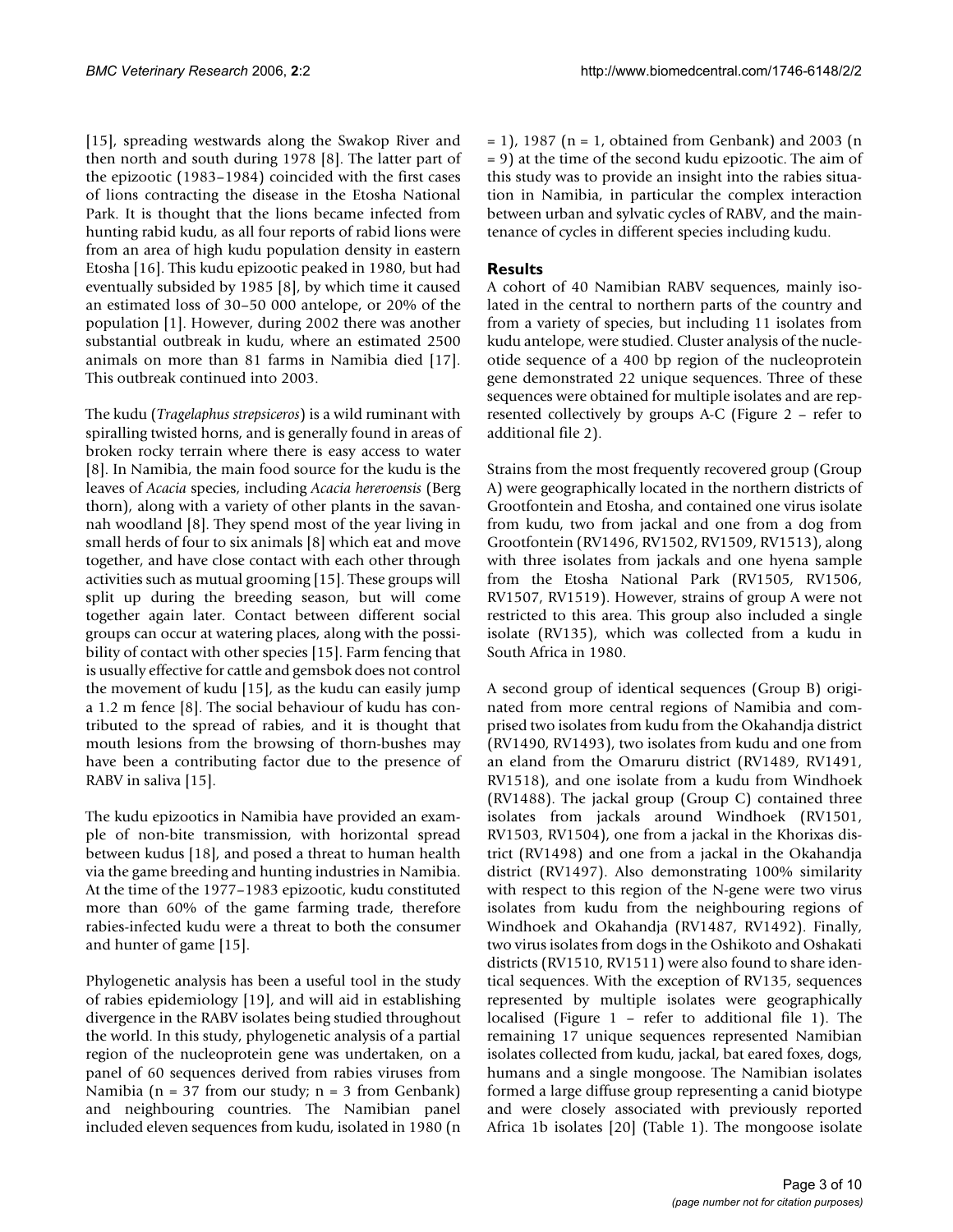[15], spreading westwards along the Swakop River and then north and south during 1978 [8]. The latter part of the epizootic (1983–1984) coincided with the first cases of lions contracting the disease in the Etosha National Park. It is thought that the lions became infected from hunting rabid kudu, as all four reports of rabid lions were from an area of high kudu population density in eastern Etosha [16]. This kudu epizootic peaked in 1980, but had eventually subsided by 1985 [8], by which time it caused an estimated loss of 30–50 000 antelope, or 20% of the population [1]. However, during 2002 there was another substantial outbreak in kudu, where an estimated 2500 animals on more than 81 farms in Namibia died [17]. This outbreak continued into 2003.

The kudu (*Tragelaphus strepsiceros*) is a wild ruminant with spiralling twisted horns, and is generally found in areas of broken rocky terrain where there is easy access to water [8]. In Namibia, the main food source for the kudu is the leaves of *Acacia* species, including *Acacia hereroensis* (Berg thorn), along with a variety of other plants in the savannah woodland [8]. They spend most of the year living in small herds of four to six animals [8] which eat and move together, and have close contact with each other through activities such as mutual grooming [15]. These groups will split up during the breeding season, but will come together again later. Contact between different social groups can occur at watering places, along with the possibility of contact with other species [15]. Farm fencing that is usually effective for cattle and gemsbok does not control the movement of kudu [15], as the kudu can easily jump a 1.2 m fence [8]. The social behaviour of kudu has contributed to the spread of rabies, and it is thought that mouth lesions from the browsing of thorn-bushes may have been a contributing factor due to the presence of RABV in saliva [15].

The kudu epizootics in Namibia have provided an example of non-bite transmission, with horizontal spread between kudus [18], and posed a threat to human health via the game breeding and hunting industries in Namibia. At the time of the 1977–1983 epizootic, kudu constituted more than 60% of the game farming trade, therefore rabies-infected kudu were a threat to both the consumer and hunter of game [15].

Phylogenetic analysis has been a useful tool in the study of rabies epidemiology [19], and will aid in establishing divergence in the RABV isolates being studied throughout the world. In this study, phylogenetic analysis of a partial region of the nucleoprotein gene was undertaken, on a panel of 60 sequences derived from rabies viruses from Namibia (n = 37 from our study; n = 3 from Genbank) and neighbouring countries. The Namibian panel included eleven sequences from kudu, isolated in 1980 (n = 1), 1987 (n = 1, obtained from Genbank) and 2003 (n = 9) at the time of the second kudu epizootic. The aim of this study was to provide an insight into the rabies situation in Namibia, in particular the complex interaction between urban and sylvatic cycles of RABV, and the maintenance of cycles in different species including kudu.

## Results

A cohort of 40 Namibian RABV sequences, mainly isolated in the central to northern parts of the country and from a variety of species, but including 11 isolates from kudu antelope, were studied. Cluster analysis of the nucleotide sequence of a 400 bp region of the nucleoprotein gene demonstrated 22 unique sequences. Three of these sequences were obtained for multiple isolates and are represented collectively by groups A-C (Figure 2 – refer to additional file 2).

Strains from the most frequently recovered group (Group A) were geographically located in the northern districts of Grootfontein and Etosha, and contained one virus isolate from kudu, two from jackal and one from a dog from Grootfontein (RV1496, RV1502, RV1509, RV1513), along with three isolates from jackals and one hyena sample from the Etosha National Park (RV1505, RV1506, RV1507, RV1519). However, strains of group A were not restricted to this area. This group also included a single isolate (RV135), which was collected from a kudu in South Africa in 1980.

A second group of identical sequences (Group B) originated from more central regions of Namibia and comprised two isolates from kudu from the Okahandja district (RV1490, RV1493), two isolates from kudu and one from an eland from the Omaruru district (RV1489, RV1491, RV1518), and one isolate from a kudu from Windhoek (RV1488). The jackal group (Group C) contained three isolates from jackals around Windhoek (RV1501, RV1503, RV1504), one from a jackal in the Khorixas district (RV1498) and one from a jackal in the Okahandja district (RV1497). Also demonstrating 100% similarity with respect to this region of the N-gene were two virus isolates from kudu from the neighbouring regions of Windhoek and Okahandja (RV1487, RV1492). Finally, two virus isolates from dogs in the Oshikoto and Oshakati districts (RV1510, RV1511) were also found to share identical sequences. With the exception of RV135, sequences represented by multiple isolates were geographically localised (Figure 1 – refer to additional file 1). The remaining 17 unique sequences represented Namibian isolates collected from kudu, jackal, bat eared foxes, dogs, humans and a single mongoose. The Namibian isolates formed a large diffuse group representing a canid biotype and were closely associated with previously reported Africa 1b isolates [20] (Table 1). The mongoose isolate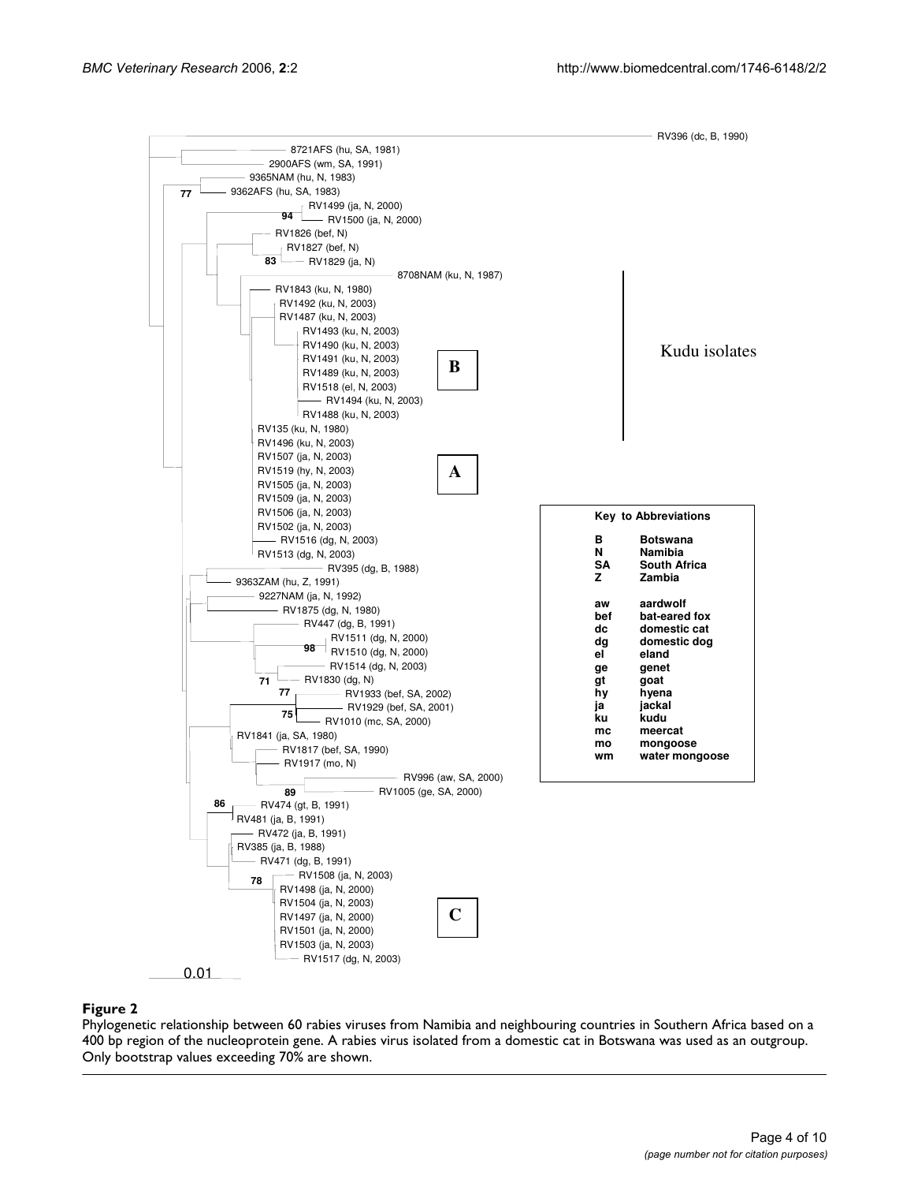RV396 (dc, B, 1990)
8721AFS (hu, SA, 1981)
2900AFS (wm, SA, 1991)
9365NAM (hu, N, 1983)
77
9362AFS (hu, SA, 1983)
RV1499 (ja, N, 2000)
94
RV1500 (ja, N, 2000)
RV1826 (bef, N)
RV1827 (bef, N)
83
RV1829 (ja, N)
8708NAM (ku, N, 1987)
RV1843 (ku, N, 1980)
RV1492 (ku, N, 2003)
RV1487 (ku, N, 2003)
RV1493 (ku, N, 2003)
RV1490 (ku, N, 2003)
RV1491 (ku, N, 2003)
RV1489 (ku, N, 2003)
RV1518 (el, N, 2003)
RV1494 (ku, N, 2003)
RV1488 (ku, N, 2003)
RV135 (ku, N, 1980)
RV1496 (ku, N, 2003)
RV1507 (ja, N, 2003)
RV1519 (hy, N, 2003)
RV1505 (ja, N, 2003)
RV1509 (ja, N, 2003)
RV1506 (ja, N, 2003)
RV1502 (ja, N, 2003)
RV1516 (dg, N, 2003)
RV1513 (dg, N, 2003)
RV395 (dg, B, 1988)
9363ZAM (hu, Z, 1991)
9227NAM (ja, N, 1992)
RV1875 (dg, N, 1980)
RV447 (dg, B, 1991)
RV1511 (dg, N, 2000)
98
RV1510 (dg, N, 2000)
RV1514 (dg, N, 2003)
71
RV1830 (dg, N)
77
RV1933 (bef, SA, 2002)
RV1929 (bef, SA, 2001)
75
RV1010 (mc, SA, 2000)
RV1841 (ja, SA, 1980)
RV1817 (bef, SA, 1990)
RV1917 (mo, N)
RV996 (aw, SA, 2000)
89
RV1005 (ge, SA, 2000)
86
RV474 (gt, B, 1991)
RV481 (ja, B, 1991)
RV472 (ja, B, 1991)
RV385 (ja, B, 1988)
RV471 (dg, B, 1991)
78
RV1508 (ja, N, 2003)
RV1498 (ja, N, 2000)
RV1504 (ja, N, 2003)
RV1497 (ja, N, 2000)
RV1501 (ja, N, 2000)
RV1503 (ja, N, 2003)
RV1517 (dg, N, 2003)
0.01

B
A
C
Kudu isolates

Key to Abbreviations

B Botswana
N Namibia
SA South Africa
Z Zambia

aw aardwolf
bef bat-eared fox
dc domestic cat
dg domestic dog
el eland
ge genet
gt goat
hy hyena
ja jackal
ku kudu
mc meercat
mo mongoose
wm water mongoose

**Figure 2**

Phylogenetic relationship between 60 rabies viruses from Namibia and neighbouring countries in Southern Africa based on a 400 bp region of the nucleoprotein gene. A rabies virus isolated from a domestic cat in Botswana was used as an outgroup. Only bootstrap values exceeding 70% are shown.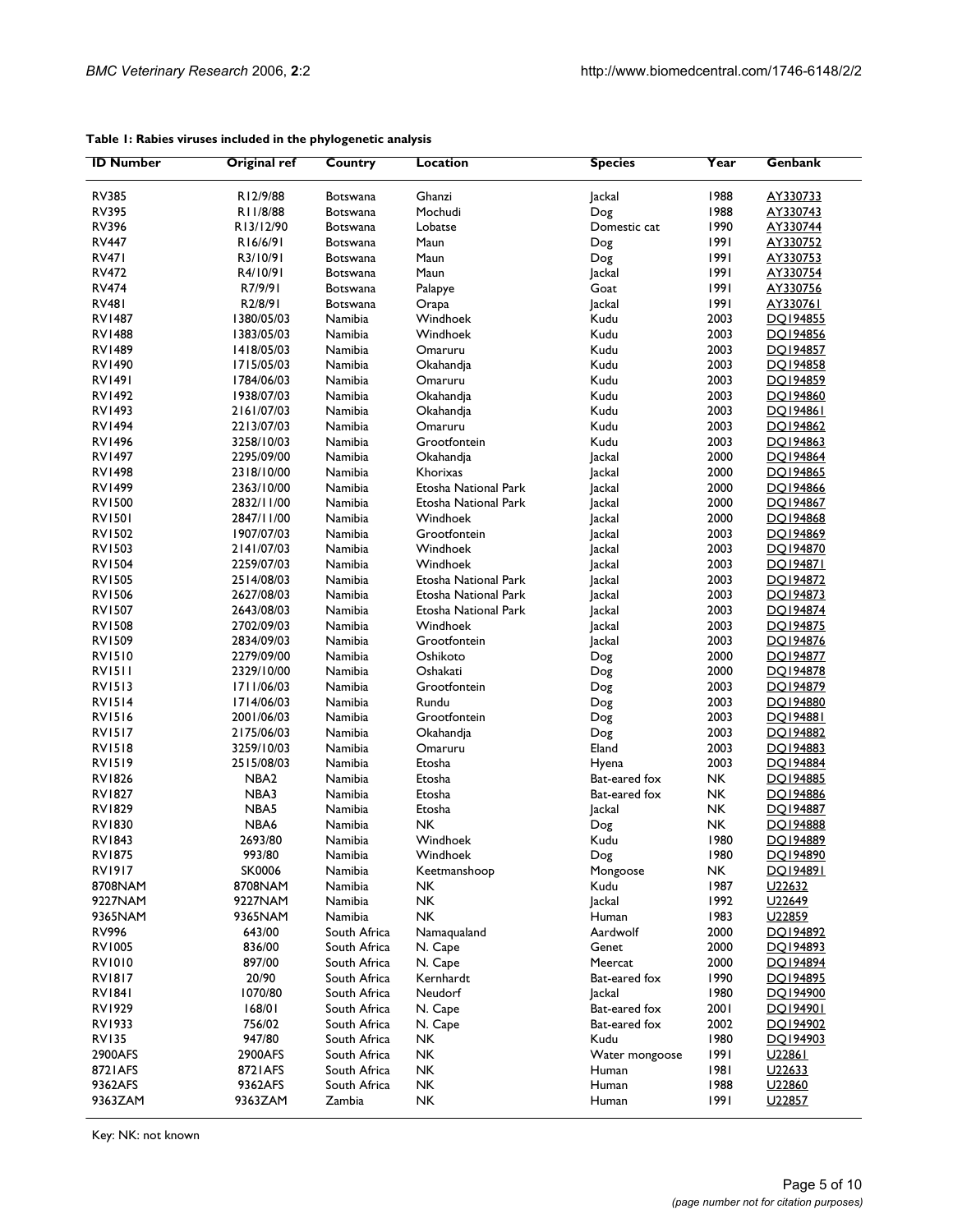**Table 1: Rabies viruses included in the phylogenetic analysis**

| ID Number | Original ref | Country | Location | Species | Year | Genbank |
|---|---|---|---|---|---|---|
| RV385 | R12/9/88 | Botswana | Ghanzi | Jackal | 1988 | AY330733 |
| RV395 | R11/8/88 | Botswana | Mochudi | Dog | 1988 | AY330743 |
| RV396 | R13/12/90 | Botswana | Lobatse | Domestic cat | 1990 | AY330744 |
| RV447 | R16/6/91 | Botswana | Maun | Dog | 1991 | AY330752 |
| RV471 | R3/10/91 | Botswana | Maun | Dog | 1991 | AY330753 |
| RV472 | R4/10/91 | Botswana | Maun | Jackal | 1991 | AY330754 |
| RV474 | R7/9/91 | Botswana | Palapye | Goat | 1991 | AY330756 |
| RV481 | R2/8/91 | Botswana | Orapa | Jackal | 1991 | AY330761 |
| RV1487 | 1380/05/03 | Namibia | Windhoek | Kudu | 2003 | DQ194855 |
| RV1488 | 1383/05/03 | Namibia | Windhoek | Kudu | 2003 | DQ194856 |
| RV1489 | 1418/05/03 | Namibia | Omaruru | Kudu | 2003 | DQ194857 |
| RV1490 | 1715/05/03 | Namibia | Okahandja | Kudu | 2003 | DQ194858 |
| RV1491 | 1784/06/03 | Namibia | Omaruru | Kudu | 2003 | DQ194859 |
| RV1492 | 1938/07/03 | Namibia | Okahandja | Kudu | 2003 | DQ194860 |
| RV1493 | 2161/07/03 | Namibia | Okahandja | Kudu | 2003 | DQ194861 |
| RV1494 | 2213/07/03 | Namibia | Omaruru | Kudu | 2003 | DQ194862 |
| RV1496 | 3258/10/03 | Namibia | Grootfontein | Kudu | 2003 | DQ194863 |
| RV1497 | 2295/09/00 | Namibia | Okahandja | Jackal | 2000 | DQ194864 |
| RV1498 | 2318/10/00 | Namibia | Khorixas | Jackal | 2000 | DQ194865 |
| RV1499 | 2363/10/00 | Namibia | Etosha National Park | Jackal | 2000 | DQ194866 |
| RV1500 | 2832/11/00 | Namibia | Etosha National Park | Jackal | 2000 | DQ194867 |
| RV1501 | 2847/11/00 | Namibia | Windhoek | Jackal | 2000 | DQ194868 |
| RV1502 | 1907/07/03 | Namibia | Grootfontein | Jackal | 2003 | DQ194869 |
| RV1503 | 2141/07/03 | Namibia | Windhoek | Jackal | 2003 | DQ194870 |
| RV1504 | 2259/07/03 | Namibia | Windhoek | Jackal | 2003 | DQ194871 |
| RV1505 | 2514/08/03 | Namibia | Etosha National Park | Jackal | 2003 | DQ194872 |
| RV1506 | 2627/08/03 | Namibia | Etosha National Park | Jackal | 2003 | DQ194873 |
| RV1507 | 2643/08/03 | Namibia | Etosha National Park | Jackal | 2003 | DQ194874 |
| RV1508 | 2702/09/03 | Namibia | Windhoek | Jackal | 2003 | DQ194875 |
| RV1509 | 2834/09/03 | Namibia | Grootfontein | Jackal | 2003 | DQ194876 |
| RV1510 | 2279/09/00 | Namibia | Oshikoto | Dog | 2000 | DQ194877 |
| RV1511 | 2329/10/00 | Namibia | Oshakati | Dog | 2000 | DQ194878 |
| RV1513 | 1711/06/03 | Namibia | Grootfontein | Dog | 2003 | DQ194879 |
| RV1514 | 1714/06/03 | Namibia | Rundu | Dog | 2003 | DQ194880 |
| RV1516 | 2001/06/03 | Namibia | Grootfontein | Dog | 2003 | DQ194881 |
| RV1517 | 2175/06/03 | Namibia | Okahandja | Dog | 2003 | DQ194882 |
| RV1518 | 3259/10/03 | Namibia | Omaruru | Eland | 2003 | DQ194883 |
| RV1519 | 2515/08/03 | Namibia | Etosha | Hyena | 2003 | DQ194884 |
| RV1826 | NBA2 | Namibia | Etosha | Bat-eared fox | NK | DQ194885 |
| RV1827 | NBA3 | Namibia | Etosha | Bat-eared fox | NK | DQ194886 |
| RV1829 | NBA5 | Namibia | Etosha | Jackal | NK | DQ194887 |
| RV1830 | NBA6 | Namibia | NK | Dog | NK | DQ194888 |
| RV1843 | 2693/80 | Namibia | Windhoek | Kudu | 1980 | DQ194889 |
| RV1875 | 993/80 | Namibia | Windhoek | Dog | 1980 | DQ194890 |
| RV1917 | SK0006 | Namibia | Keetmanshoop | Mongoose | NK | DQ194891 |
| 8708NAM | 8708NAM | Namibia | NK | Kudu | 1987 | U22632 |
| 9227NAM | 9227NAM | Namibia | NK | Jackal | 1992 | U22649 |
| 9365NAM | 9365NAM | Namibia | NK | Human | 1983 | U22859 |
| RV996 | 643/00 | South Africa | Namaqualand | Aardwolf | 2000 | DQ194892 |
| RV1005 | 836/00 | South Africa | N. Cape | Genet | 2000 | DQ194893 |
| RV1010 | 897/00 | South Africa | N. Cape | Meercat | 2000 | DQ194894 |
| RV1817 | 20/90 | South Africa | Kernhardt | Bat-eared fox | 1990 | DQ194895 |
| RV1841 | 1070/80 | South Africa | Neudorf | Jackal | 1980 | DQ194900 |
| RV1929 | 168/01 | South Africa | N. Cape | Bat-eared fox | 2001 | DQ194901 |
| RV1933 | 756/02 | South Africa | N. Cape | Bat-eared fox | 2002 | DQ194902 |
| RV135 | 947/80 | South Africa | NK | Kudu | 1980 | DQ194903 |
| 2900AFS | 2900AFS | South Africa | NK | Water mongoose | 1991 | U22861 |
| 8721AFS | 8721AFS | South Africa | NK | Human | 1981 | U22633 |
| 9362AFS | 9362AFS | South Africa | NK | Human | 1988 | U22860 |
| 9363ZAM | 9363ZAM | Zambia | NK | Human | 1991 | U22857 |

Key: NK: not known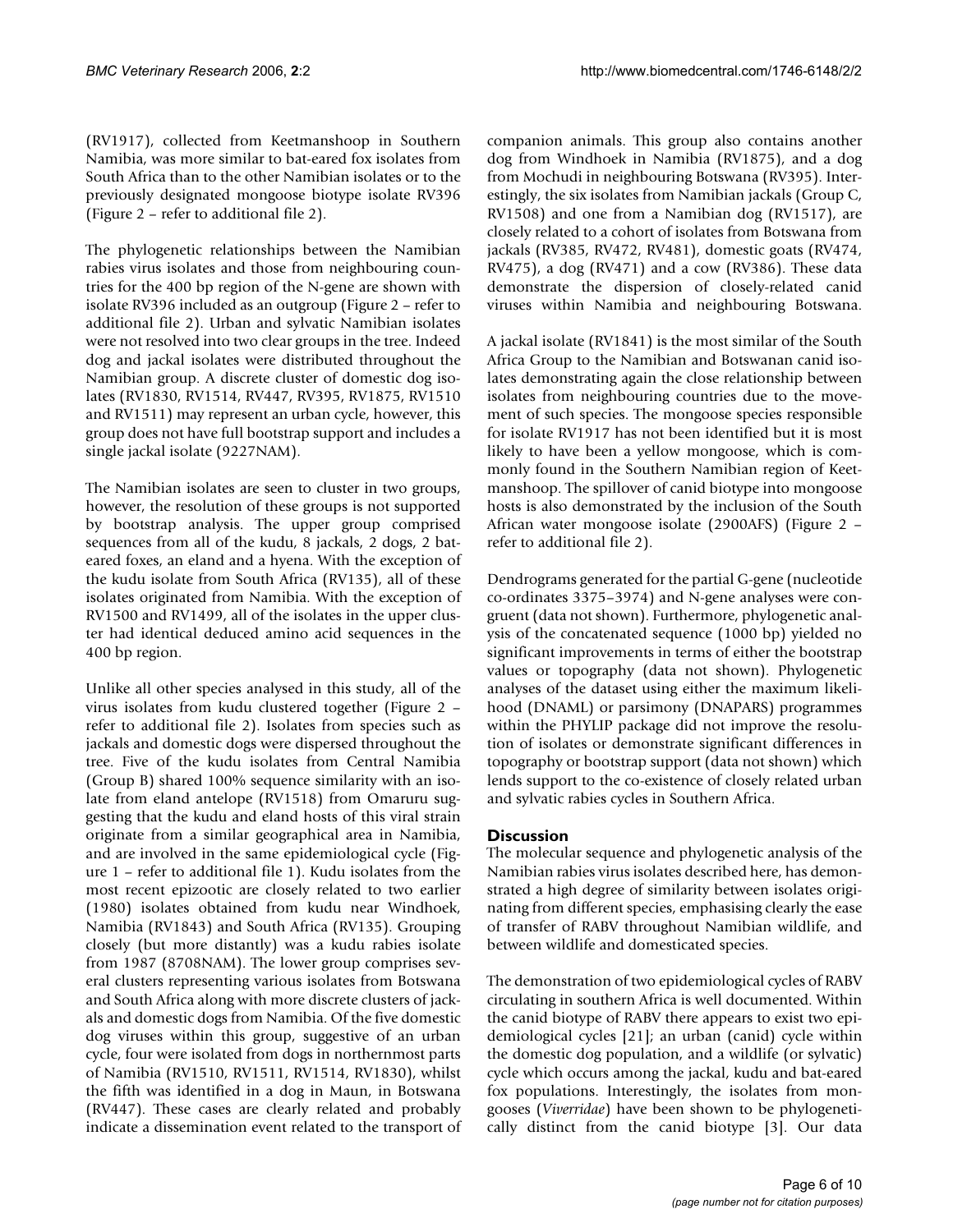(RV1917), collected from Keetmanshoop in Southern Namibia, was more similar to bat-eared fox isolates from South Africa than to the other Namibian isolates or to the previously designated mongoose biotype isolate RV396 (Figure 2 – refer to additional file 2).

The phylogenetic relationships between the Namibian rabies virus isolates and those from neighbouring countries for the 400 bp region of the N-gene are shown with isolate RV396 included as an outgroup (Figure 2 – refer to additional file 2). Urban and sylvatic Namibian isolates were not resolved into two clear groups in the tree. Indeed dog and jackal isolates were distributed throughout the Namibian group. A discrete cluster of domestic dog isolates (RV1830, RV1514, RV447, RV395, RV1875, RV1510 and RV1511) may represent an urban cycle, however, this group does not have full bootstrap support and includes a single jackal isolate (9227NAM).

The Namibian isolates are seen to cluster in two groups, however, the resolution of these groups is not supported by bootstrap analysis. The upper group comprised sequences from all of the kudu, 8 jackals, 2 dogs, 2 bat-eared foxes, an eland and a hyena. With the exception of the kudu isolate from South Africa (RV135), all of these isolates originated from Namibia. With the exception of RV1500 and RV1499, all of the isolates in the upper cluster had identical deduced amino acid sequences in the 400 bp region.

Unlike all other species analysed in this study, all of the virus isolates from kudu clustered together (Figure 2 – refer to additional file 2). Isolates from species such as jackals and domestic dogs were dispersed throughout the tree. Five of the kudu isolates from Central Namibia (Group B) shared 100% sequence similarity with an isolate from eland antelope (RV1518) from Omaruru suggesting that the kudu and eland hosts of this viral strain originate from a similar geographical area in Namibia, and are involved in the same epidemiological cycle (Figure 1 – refer to additional file 1). Kudu isolates from the most recent epizootic are closely related to two earlier (1980) isolates obtained from kudu near Windhoek, Namibia (RV1843) and South Africa (RV135). Grouping closely (but more distantly) was a kudu rabies isolate from 1987 (8708NAM). The lower group comprises several clusters representing various isolates from Botswana and South Africa along with more discrete clusters of jackals and domestic dogs from Namibia. Of the five domestic dog viruses within this group, suggestive of an urban cycle, four were isolated from dogs in northernmost parts of Namibia (RV1510, RV1511, RV1514, RV1830), whilst the fifth was identified in a dog in Maun, in Botswana (RV447). These cases are clearly related and probably indicate a dissemination event related to the transport of companion animals. This group also contains another dog from Windhoek in Namibia (RV1875), and a dog from Mochudi in neighbouring Botswana (RV395). Interestingly, the six isolates from Namibian jackals (Group C, RV1508) and one from a Namibian dog (RV1517), are closely related to a cohort of isolates from Botswana from jackals (RV385, RV472, RV481), domestic goats (RV474, RV475), a dog (RV471) and a cow (RV386). These data demonstrate the dispersion of closely-related canid viruses within Namibia and neighbouring Botswana.

A jackal isolate (RV1841) is the most similar of the South Africa Group to the Namibian and Botswanan canid isolates demonstrating again the close relationship between isolates from neighbouring countries due to the movement of such species. The mongoose species responsible for isolate RV1917 has not been identified but it is most likely to have been a yellow mongoose, which is commonly found in the Southern Namibian region of Keetmanshoop. The spillover of canid biotype into mongoose hosts is also demonstrated by the inclusion of the South African water mongoose isolate (2900AFS) (Figure 2 – refer to additional file 2).

Dendrograms generated for the partial G-gene (nucleotide co-ordinates 3375–3974) and N-gene analyses were congruent (data not shown). Furthermore, phylogenetic analysis of the concatenated sequence (1000 bp) yielded no significant improvements in terms of either the bootstrap values or topography (data not shown). Phylogenetic analyses of the dataset using either the maximum likelihood (DNAML) or parsimony (DNAPARS) programmes within the PHYLIP package did not improve the resolution of isolates or demonstrate significant differences in topography or bootstrap support (data not shown) which lends support to the co-existence of closely related urban and sylvatic rabies cycles in Southern Africa.

## Discussion

The molecular sequence and phylogenetic analysis of the Namibian rabies virus isolates described here, has demonstrated a high degree of similarity between isolates originating from different species, emphasising clearly the ease of transfer of RABV throughout Namibian wildlife, and between wildlife and domesticated species.

The demonstration of two epidemiological cycles of RABV circulating in southern Africa is well documented. Within the canid biotype of RABV there appears to exist two epidemiological cycles [21]; an urban (canid) cycle within the domestic dog population, and a wildlife (or sylvatic) cycle which occurs among the jackal, kudu and bat-eared fox populations. Interestingly, the isolates from mongooses (*Viverridae*) have been shown to be phylogenetically distinct from the canid biotype [3]. Our data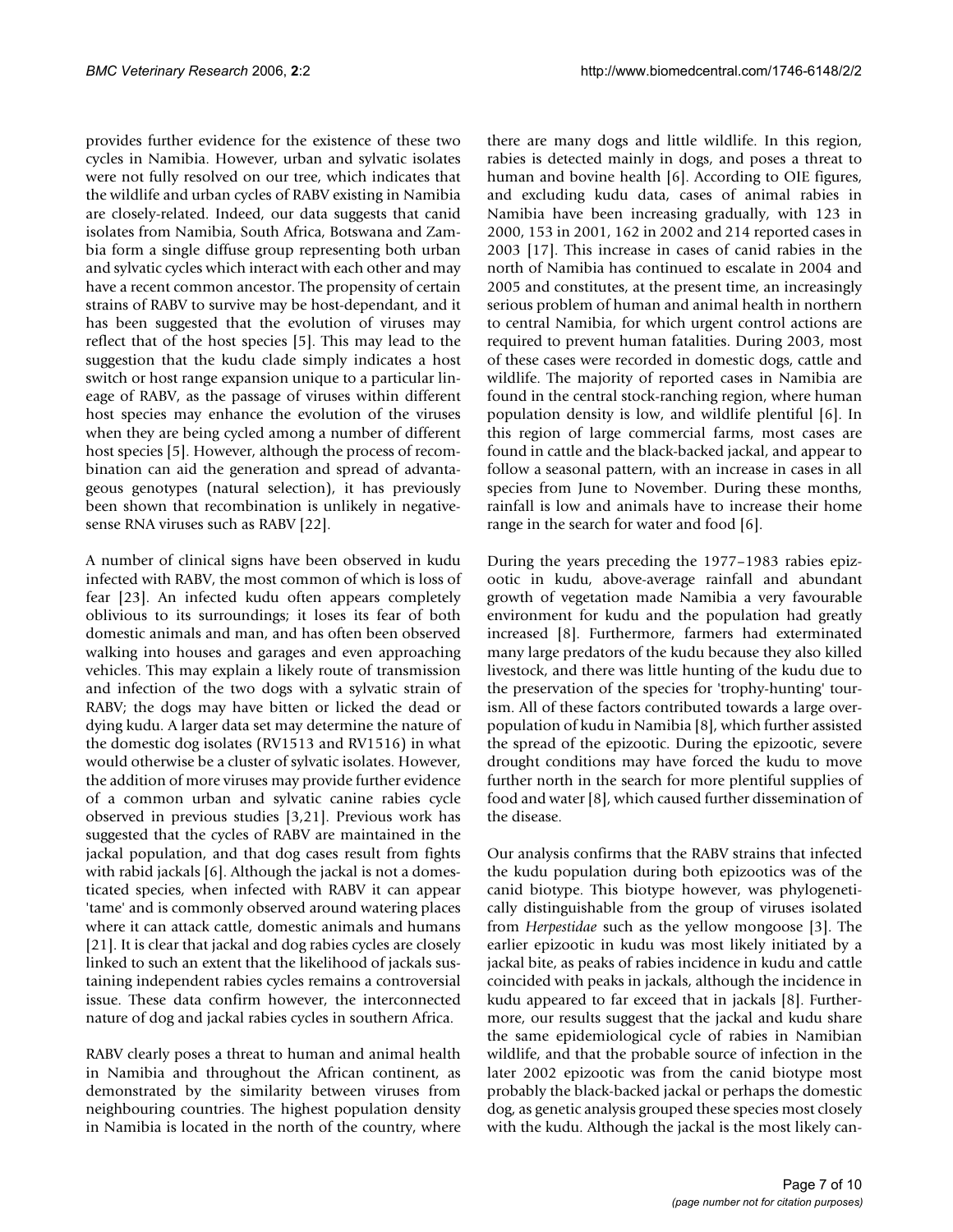provides further evidence for the existence of these two cycles in Namibia. However, urban and sylvatic isolates were not fully resolved on our tree, which indicates that the wildlife and urban cycles of RABV existing in Namibia are closely-related. Indeed, our data suggests that canid isolates from Namibia, South Africa, Botswana and Zambia form a single diffuse group representing both urban and sylvatic cycles which interact with each other and may have a recent common ancestor. The propensity of certain strains of RABV to survive may be host-dependant, and it has been suggested that the evolution of viruses may reflect that of the host species [5]. This may lead to the suggestion that the kudu clade simply indicates a host switch or host range expansion unique to a particular lineage of RABV, as the passage of viruses within different host species may enhance the evolution of the viruses when they are being cycled among a number of different host species [5]. However, although the process of recombination can aid the generation and spread of advantageous genotypes (natural selection), it has previously been shown that recombination is unlikely in negative-sense RNA viruses such as RABV [22].

A number of clinical signs have been observed in kudu infected with RABV, the most common of which is loss of fear [23]. An infected kudu often appears completely oblivious to its surroundings; it loses its fear of both domestic animals and man, and has often been observed walking into houses and garages and even approaching vehicles. This may explain a likely route of transmission and infection of the two dogs with a sylvatic strain of RABV; the dogs may have bitten or licked the dead or dying kudu. A larger data set may determine the nature of the domestic dog isolates (RV1513 and RV1516) in what would otherwise be a cluster of sylvatic isolates. However, the addition of more viruses may provide further evidence of a common urban and sylvatic canine rabies cycle observed in previous studies [3,21]. Previous work has suggested that the cycles of RABV are maintained in the jackal population, and that dog cases result from fights with rabid jackals [6]. Although the jackal is not a domesticated species, when infected with RABV it can appear 'tame' and is commonly observed around watering places where it can attack cattle, domestic animals and humans [21]. It is clear that jackal and dog rabies cycles are closely linked to such an extent that the likelihood of jackals sustaining independent rabies cycles remains a controversial issue. These data confirm however, the interconnected nature of dog and jackal rabies cycles in southern Africa.

RABV clearly poses a threat to human and animal health in Namibia and throughout the African continent, as demonstrated by the similarity between viruses from neighbouring countries. The highest population density in Namibia is located in the north of the country, where there are many dogs and little wildlife. In this region, rabies is detected mainly in dogs, and poses a threat to human and bovine health [6]. According to OIE figures, and excluding kudu data, cases of animal rabies in Namibia have been increasing gradually, with 123 in 2000, 153 in 2001, 162 in 2002 and 214 reported cases in 2003 [17]. This increase in cases of canid rabies in the north of Namibia has continued to escalate in 2004 and 2005 and constitutes, at the present time, an increasingly serious problem of human and animal health in northern to central Namibia, for which urgent control actions are required to prevent human fatalities. During 2003, most of these cases were recorded in domestic dogs, cattle and wildlife. The majority of reported cases in Namibia are found in the central stock-ranching region, where human population density is low, and wildlife plentiful [6]. In this region of large commercial farms, most cases are found in cattle and the black-backed jackal, and appear to follow a seasonal pattern, with an increase in cases in all species from June to November. During these months, rainfall is low and animals have to increase their home range in the search for water and food [6].

During the years preceding the 1977–1983 rabies epizootic in kudu, above-average rainfall and abundant growth of vegetation made Namibia a very favourable environment for kudu and the population had greatly increased [8]. Furthermore, farmers had exterminated many large predators of the kudu because they also killed livestock, and there was little hunting of the kudu due to the preservation of the species for 'trophy-hunting' tourism. All of these factors contributed towards a large overpopulation of kudu in Namibia [8], which further assisted the spread of the epizootic. During the epizootic, severe drought conditions may have forced the kudu to move further north in the search for more plentiful supplies of food and water [8], which caused further dissemination of the disease.

Our analysis confirms that the RABV strains that infected the kudu population during both epizootics was of the canid biotype. This biotype however, was phylogenetically distinguishable from the group of viruses isolated from *Herpestidae* such as the yellow mongoose [3]. The earlier epizootic in kudu was most likely initiated by a jackal bite, as peaks of rabies incidence in kudu and cattle coincided with peaks in jackals, although the incidence in kudu appeared to far exceed that in jackals [8]. Furthermore, our results suggest that the jackal and kudu share the same epidemiological cycle of rabies in Namibian wildlife, and that the probable source of infection in the later 2002 epizootic was from the canid biotype most probably the black-backed jackal or perhaps the domestic dog, as genetic analysis grouped these species most closely with the kudu. Although the jackal is the most likely can-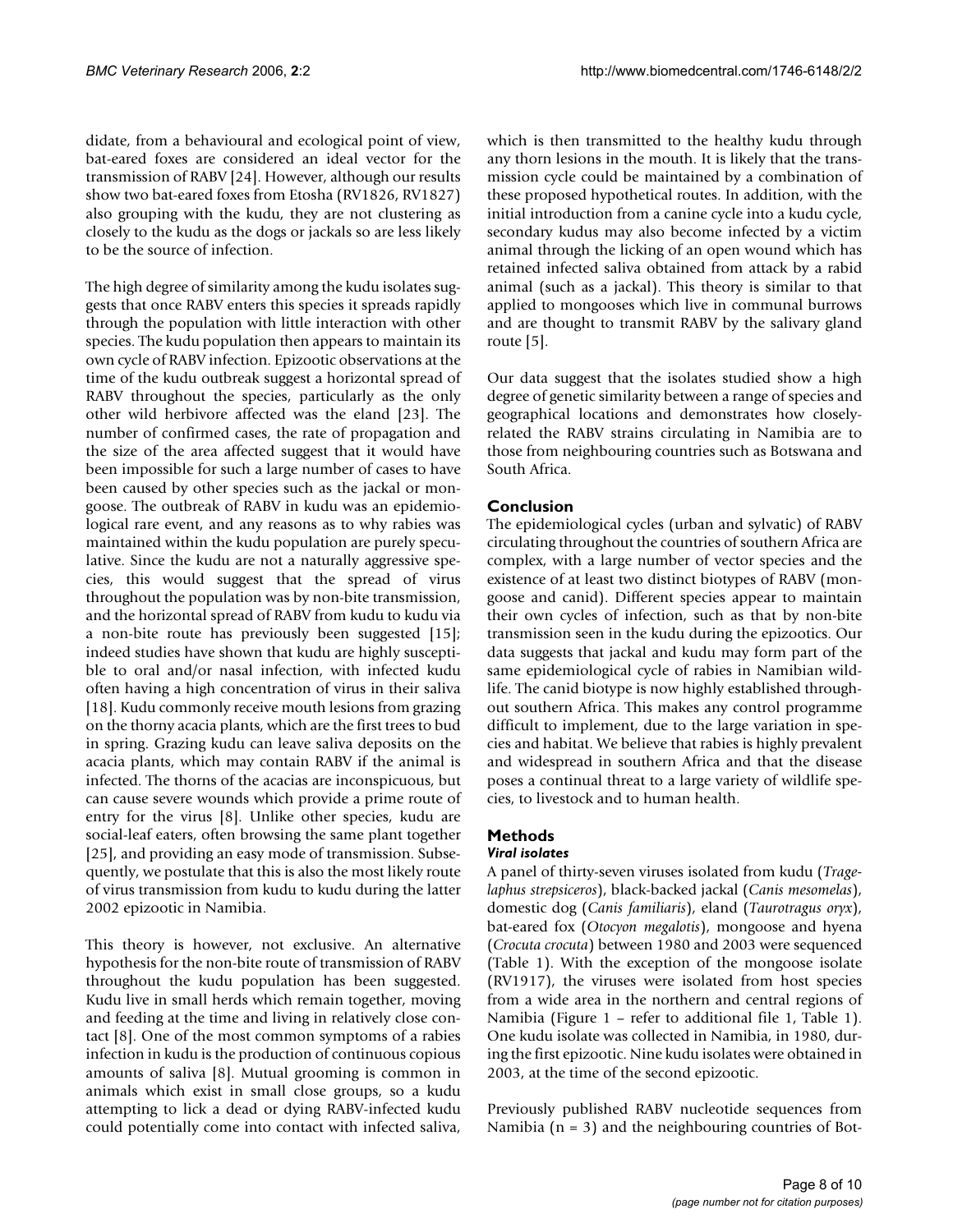didate, from a behavioural and ecological point of view, bat-eared foxes are considered an ideal vector for the transmission of RABV [24]. However, although our results show two bat-eared foxes from Etosha (RV1826, RV1827) also grouping with the kudu, they are not clustering as closely to the kudu as the dogs or jackals so are less likely to be the source of infection.

The high degree of similarity among the kudu isolates suggests that once RABV enters this species it spreads rapidly through the population with little interaction with other species. The kudu population then appears to maintain its own cycle of RABV infection. Epizootic observations at the time of the kudu outbreak suggest a horizontal spread of RABV throughout the species, particularly as the only other wild herbivore affected was the eland [23]. The number of confirmed cases, the rate of propagation and the size of the area affected suggest that it would have been impossible for such a large number of cases to have been caused by other species such as the jackal or mongoose. The outbreak of RABV in kudu was an epidemiological rare event, and any reasons as to why rabies was maintained within the kudu population are purely speculative. Since the kudu are not a naturally aggressive species, this would suggest that the spread of virus throughout the population was by non-bite transmission, and the horizontal spread of RABV from kudu to kudu via a non-bite route has previously been suggested [15]; indeed studies have shown that kudu are highly susceptible to oral and/or nasal infection, with infected kudu often having a high concentration of virus in their saliva [18]. Kudu commonly receive mouth lesions from grazing on the thorny acacia plants, which are the first trees to bud in spring. Grazing kudu can leave saliva deposits on the acacia plants, which may contain RABV if the animal is infected. The thorns of the acacias are inconspicuous, but can cause severe wounds which provide a prime route of entry for the virus [8]. Unlike other species, kudu are social-leaf eaters, often browsing the same plant together [25], and providing an easy mode of transmission. Subsequently, we postulate that this is also the most likely route of virus transmission from kudu to kudu during the latter 2002 epizootic in Namibia.

This theory is however, not exclusive. An alternative hypothesis for the non-bite route of transmission of RABV throughout the kudu population has been suggested. Kudu live in small herds which remain together, moving and feeding at the time and living in relatively close contact [8]. One of the most common symptoms of a rabies infection in kudu is the production of continuous copious amounts of saliva [8]. Mutual grooming is common in animals which exist in small close groups, so a kudu attempting to lick a dead or dying RABV-infected kudu could potentially come into contact with infected saliva, which is then transmitted to the healthy kudu through any thorn lesions in the mouth. It is likely that the transmission cycle could be maintained by a combination of these proposed hypothetical routes. In addition, with the initial introduction from a canine cycle into a kudu cycle, secondary kudus may also become infected by a victim animal through the licking of an open wound which has retained infected saliva obtained from attack by a rabid animal (such as a jackal). This theory is similar to that applied to mongooses which live in communal burrows and are thought to transmit RABV by the salivary gland route [5].

Our data suggest that the isolates studied show a high degree of genetic similarity between a range of species and geographical locations and demonstrates how closely-related the RABV strains circulating in Namibia are to those from neighbouring countries such as Botswana and South Africa.

## Conclusion

The epidemiological cycles (urban and sylvatic) of RABV circulating throughout the countries of southern Africa are complex, with a large number of vector species and the existence of at least two distinct biotypes of RABV (mongoose and canid). Different species appear to maintain their own cycles of infection, such as that by non-bite transmission seen in the kudu during the epizootics. Our data suggests that jackal and kudu may form part of the same epidemiological cycle of rabies in Namibian wildlife. The canid biotype is now highly established throughout southern Africa. This makes any control programme difficult to implement, due to the large variation in species and habitat. We believe that rabies is highly prevalent and widespread in southern Africa and that the disease poses a continual threat to a large variety of wildlife species, to livestock and to human health.

## Methods

### *Viral isolates*

A panel of thirty-seven viruses isolated from kudu (*Tragelaphus strepsiceros*), black-backed jackal (*Canis mesomelas*), domestic dog (*Canis familiaris*), eland (*Taurotragus oryx*), bat-eared fox (*Otocyon megalotis*), mongoose and hyena (*Crocuta crocuta*) between 1980 and 2003 were sequenced (Table 1). With the exception of the mongoose isolate (RV1917), the viruses were isolated from host species from a wide area in the northern and central regions of Namibia (Figure 1 – refer to additional file 1, Table 1). One kudu isolate was collected in Namibia, in 1980, during the first epizootic. Nine kudu isolates were obtained in 2003, at the time of the second epizootic.

Previously published RABV nucleotide sequences from Namibia (n = 3) and the neighbouring countries of Bot-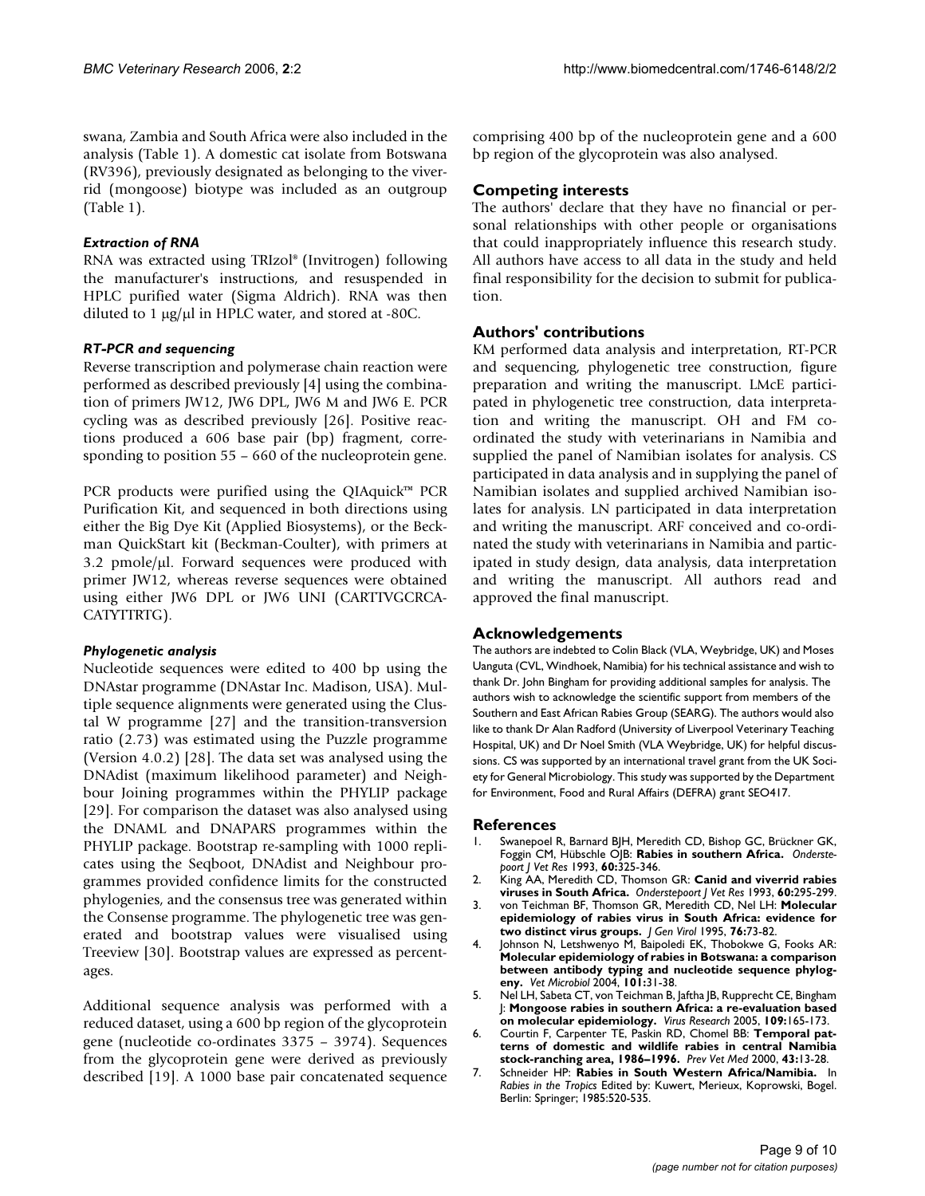swana, Zambia and South Africa were also included in the analysis (Table 1). A domestic cat isolate from Botswana (RV396), previously designated as belonging to the viverrid (mongoose) biotype was included as an outgroup (Table 1).

### *Extraction of RNA*

RNA was extracted using TRIzol® (Invitrogen) following the manufacturer's instructions, and resuspended in HPLC purified water (Sigma Aldrich). RNA was then diluted to 1 μg/μl in HPLC water, and stored at -80C.

### *RT-PCR and sequencing*

Reverse transcription and polymerase chain reaction were performed as described previously [4] using the combination of primers JW12, JW6 DPL, JW6 M and JW6 E. PCR cycling was as described previously [26]. Positive reactions produced a 606 base pair (bp) fragment, corresponding to position 55 – 660 of the nucleoprotein gene.

PCR products were purified using the QIAquick™ PCR Purification Kit, and sequenced in both directions using either the Big Dye Kit (Applied Biosystems), or the Beckman QuickStart kit (Beckman-Coulter), with primers at 3.2 pmole/μl. Forward sequences were produced with primer JW12, whereas reverse sequences were obtained using either JW6 DPL or JW6 UNI (CARTTVGCRCACATYTTRTG).

### *Phylogenetic analysis*

Nucleotide sequences were edited to 400 bp using the DNAstar programme (DNAstar Inc. Madison, USA). Multiple sequence alignments were generated using the Clustal W programme [27] and the transition-transversion ratio (2.73) was estimated using the Puzzle programme (Version 4.0.2) [28]. The data set was analysed using the DNAdist (maximum likelihood parameter) and Neighbour Joining programmes within the PHYLIP package [29]. For comparison the dataset was also analysed using the DNAML and DNAPARS programmes within the PHYLIP package. Bootstrap re-sampling with 1000 replicates using the Seqboot, DNAdist and Neighbour programmes provided confidence limits for the constructed phylogenies, and the consensus tree was generated within the Consense programme. The phylogenetic tree was generated and bootstrap values were visualised using Treeview [30]. Bootstrap values are expressed as percentages.

Additional sequence analysis was performed with a reduced dataset, using a 600 bp region of the glycoprotein gene (nucleotide co-ordinates 3375 – 3974). Sequences from the glycoprotein gene were derived as previously described [19]. A 1000 base pair concatenated sequence comprising 400 bp of the nucleoprotein gene and a 600 bp region of the glycoprotein was also analysed.

## Competing interests

The authors' declare that they have no financial or personal relationships with other people or organisations that could inappropriately influence this research study. All authors have access to all data in the study and held final responsibility for the decision to submit for publication.

## Authors' contributions

KM performed data analysis and interpretation, RT-PCR and sequencing, phylogenetic tree construction, figure preparation and writing the manuscript. LMcE participated in phylogenetic tree construction, data interpretation and writing the manuscript. OH and FM coordinated the study with veterinarians in Namibia and supplied the panel of Namibian isolates for analysis. CS participated in data analysis and in supplying the panel of Namibian isolates and supplied archived Namibian isolates for analysis. LN participated in data interpretation and writing the manuscript. ARF conceived and co-ordinated the study with veterinarians in Namibia and participated in study design, data analysis, data interpretation and writing the manuscript. All authors read and approved the final manuscript.

## Acknowledgements

The authors are indebted to Colin Black (VLA, Weybridge, UK) and Moses Uanguta (CVL, Windhoek, Namibia) for his technical assistance and wish to thank Dr. John Bingham for providing additional samples for analysis. The authors wish to acknowledge the scientific support from members of the Southern and East African Rabies Group (SEARG). The authors would also like to thank Dr Alan Radford (University of Liverpool Veterinary Teaching Hospital, UK) and Dr Noel Smith (VLA Weybridge, UK) for helpful discussions. CS was supported by an international travel grant from the UK Society for General Microbiology. This study was supported by the Department for Environment, Food and Rural Affairs (DEFRA) grant SEO417.

## References

1. Swanepoel R, Barnard BJH, Meredith CD, Bishop GC, Brückner GK, Foggin CM, Hübschle OJB: **Rabies in southern Africa.** *Onderstepoort J Vet Res* 1993, **60:**325-346.
2. King AA, Meredith CD, Thomson GR: **Canid and viverrid rabies viruses in South Africa.** *Onderstepoort J Vet Res* 1993, **60:**295-299.
3. von Teichman BF, Thomson GR, Meredith CD, Nel LH: **Molecular epidemiology of rabies virus in South Africa: evidence for two distinct virus groups.** *J Gen Virol* 1995, **76:**73-82.
4. Johnson N, Letshwenyo M, Baipoledi EK, Thobokwe G, Fooks AR: **Molecular epidemiology of rabies in Botswana: a comparison between antibody typing and nucleotide sequence phylogeny.** *Vet Microbiol* 2004, **101:**31-38.
5. Nel LH, Sabeta CT, von Teichman B, Jaftha JB, Rupprecht CE, Bingham J: **Mongoose rabies in southern Africa: a re-evaluation based on molecular epidemiology.** *Virus Research* 2005, **109:**165-173.
6. Courtin F, Carpenter TE, Paskin RD, Chomel BB: **Temporal patterns of domestic and wildlife rabies in central Namibia stock-ranching area, 1986–1996.** *Prev Vet Med* 2000, **43:**13-28.
7. Schneider HP: **Rabies in South Western Africa/Namibia.** In *Rabies in the Tropics* Edited by: Kuwert, Merieux, Koprowski, Bogel. Berlin: Springer; 1985:520-535.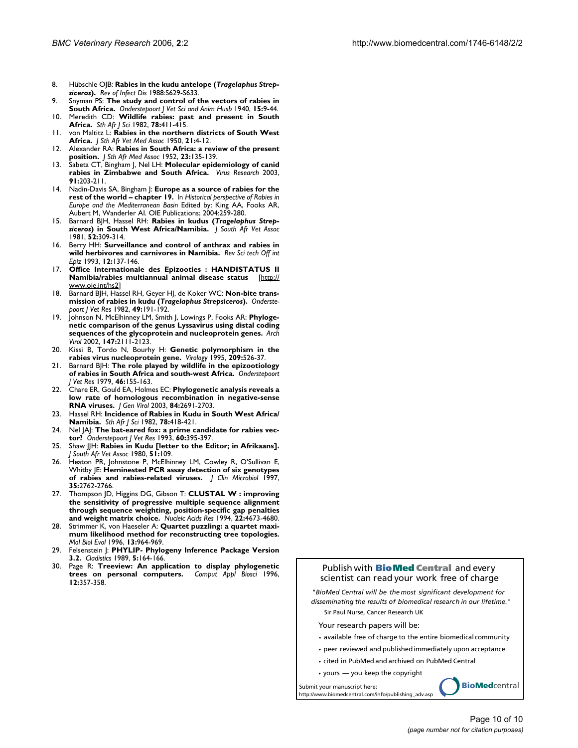8. Hübschle OJB: **Rabies in the kudu antelope (*Tragelaphus Strepsiceros*).** *Rev of Infect Dis* 1988:S629-S633.
9. Snyman PS: **The study and control of the vectors of rabies in South Africa.** *Onderstepoort J Vet Sci and Anim Husb* 1940, **15:**9-44.
10. Meredith CD: **Wildlife rabies: past and present in South Africa.** *Sth Afr J Sci* 1982, **78:**411-415.
11. von Maltitz L: **Rabies in the northern districts of South West Africa.** *J Sth Afr Vet Med Assoc* 1950, **21:**4-12.
12. Alexander RA: **Rabies in South Africa: a review of the present position.** *J Sth Afr Med Assoc* 1952, **23:**135-139.
13. Sabeta CT, Bingham J, Nel LH: **Molecular epidemiology of canid rabies in Zimbabwe and South Africa.** *Virus Research* 2003, **91:**203-211.
14. Nadin-Davis SA, Bingham J: **Europe as a source of rabies for the rest of the world – chapter 19.** In *Historical perspective of Rabies in Europe and the Mediterranean Basin* Edited by: King AA, Fooks AR, Aubert M, Wanderler AI. OIE Publications; 2004:259-280.
15. Barnard BJH, Hassel RH: **Rabies in kudus (*Tragelaphus Strepsiceros*) in South West Africa/Namibia.** *J South Afr Vet Assoc* 1981, **52:**309-314.
16. Berry HH: **Surveillance and control of anthrax and rabies in wild herbivores and carnivores in Namibia.** *Rev Sci tech Off int Epiz* 1993, **12:**137-146.
17. **Office Internationale des Epizooties : HANDISTATUS II Namibia/rabies multiannual animal disease status** [http://www.oie.int/hs2]
18. Barnard BJH, Hassel RH, Geyer HJ, de Koker WC: **Non-bite transmission of rabies in kudu (*Tragelaphus Strepsiceros*).** *Onderstepoort J Vet Res* 1982, **49:**191-192.
19. Johnson N, McElhinney LM, Smith J, Lowings P, Fooks AR: **Phylogenetic comparison of the genus Lyssavirus using distal coding sequences of the glycoprotein and nucleoprotein genes.** *Arch Virol* 2002, **147:**2111-2123.
20. Kissi B, Tordo N, Bourhy H: **Genetic polymorphism in the rabies virus nucleoprotein gene.** *Virology* 1995, **209:**526-37.
21. Barnard BJH: **The role played by wildlife in the epizootiology of rabies in South Africa and south-west Africa.** *Onderstepoort J Vet Res* 1979, **46:**155-163.
22. Chare ER, Gould EA, Holmes EC: **Phylogenetic analysis reveals a low rate of homologous recombination in negative-sense RNA viruses.** *J Gen Virol* 2003, **84:**2691-2703.
23. Hassel RH: **Incidence of Rabies in Kudu in South West Africa/Namibia.** *Sth Afr J Sci* 1982, **78:**418-421.
24. Nel JAJ: **The bat-eared fox: a prime candidate for rabies vector?** *Onderstepoort J Vet Res* 1993, **60:**395-397.
25. Shaw JJH: **Rabies in Kudu [letter to the Editor; in Afrikaans].** *J South Afr Vet Assoc* 1980, **51:**109.
26. Heaton PR, Johnstone P, McElhinney LM, Cowley R, O'Sullivan E, Whitby JE: **Heminested PCR assay detection of six genotypes of rabies and rabies-related viruses.** *J Clin Microbiol* 1997, **35:**2762-2766.
27. Thompson JD, Higgins DG, Gibson T: **CLUSTAL W : improving the sensitivity of progressive multiple sequence alignment through sequence weighting, position-specific gap penalties and weight matrix choice.** *Nucleic Acids Res* 1994, **22:**4673-4680.
28. Strimmer K, von Haeseler A: **Quartet puzzling: a quartet maximum likelihood method for reconstructing tree topologies.** *Mol Biol Evol* 1996, **13:**964-969.
29. Felsenstein J: **PHYLIP- Phylogeny Inference Package Version 3.2.** *Cladistics* 1989, **5:**164-166.
30. Page R: **Treeview: An application to display phylogenetic trees on personal computers.** *Comput Appl Biosci* 1996, **12:**357-358.

Publish with **BioMed Central** and every scientist can read your work free of charge

*"BioMed Central will be the most significant development for disseminating the results of biomedical research in our lifetime."*

Sir Paul Nurse, Cancer Research UK

Your research papers will be:

- available free of charge to the entire biomedical community
- peer reviewed and published immediately upon acceptance
- cited in PubMed and archived on PubMed Central
- yours — you keep the copyright

Submit your manuscript here:
http://www.biomedcentral.com/info/publishing_adv.asp

**BioMed**central